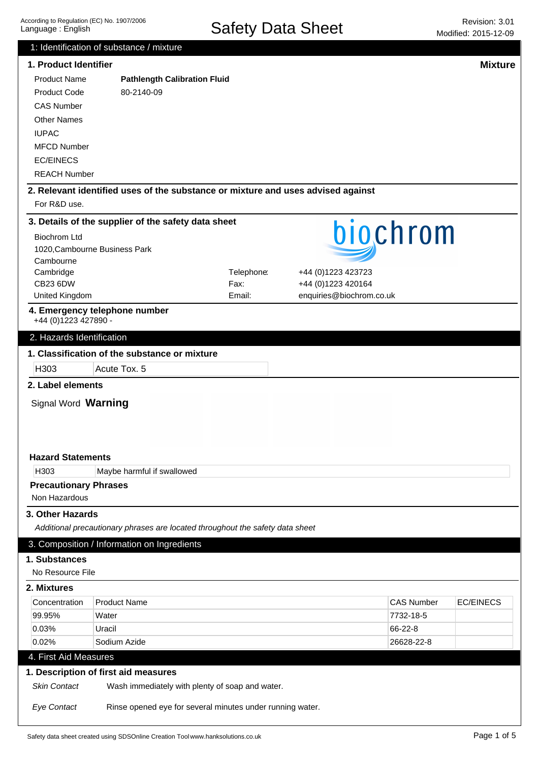According to Regulation (EC) No. 1907/2006
Language : English

# Safety Data Sheet

Revision: 3.01
Modified: 2015-12-09

## 1: Identification of substance / mixture

### 1. Product Identifier

**Mixture**

| | |
|---|---|
| Product Name | **Pathlength Calibration Fluid** |
| Product Code | 80-2140-09 |
| CAS Number | |
| Other Names | |
| IUPAC | |
| MFCD Number | |
| EC/EINECS | |
| REACH Number | |

### 2. Relevant identified uses of the substance or mixture and uses advised against

For R&D use.

### 3. Details of the supplier of the safety data sheet

biochrom

Biochrom Ltd
1020,Cambourne Business Park
Cambourne
Cambridge
CB23 6DW
United Kingdom

Telephone: +44 (0)1223 423723
Fax: +44 (0)1223 420164
Email: enquiries@biochrom.co.uk

### 4. Emergency telephone number

+44 (0)1223 427890 -

## 2. Hazards Identification

### 1. Classification of the substance or mixture

| | |
|---|---|
| H303 | Acute Tox. 5 |

### 2. Label elements

Signal Word **Warning**

**Hazard Statements**

| | |
|---|---|
| H303 | Maybe harmful if swallowed |

**Precautionary Phrases**

Non Hazardous

### 3. Other Hazards

*Additional precautionary phrases are located throughout the safety data sheet*

## 3. Composition / Information on Ingredients

### 1. Substances

No Resource File

### 2. Mixtures

| Concentration | Product Name | CAS Number | EC/EINECS |
|---|---|---|---|
| 99.95% | Water | 7732-18-5 | |
| 0.03% | Uracil | 66-22-8 | |
| 0.02% | Sodium Azide | 26628-22-8 | |

## 4. First Aid Measures

### 1. Description of first aid measures

*Skin Contact* Wash immediately with plenty of soap and water.

*Eye Contact* Rinse opened eye for several minutes under running water.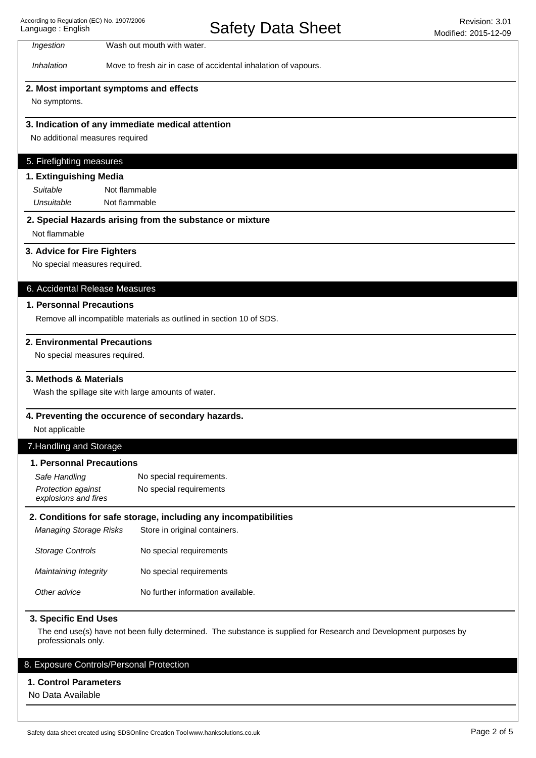| | |
|---|---|
| *Ingestion* | Wash out mouth with water. |
| *Inhalation* | Move to fresh air in case of accidental inhalation of vapours. |

### 2. Most important symptoms and effects

No symptoms.

### 3. Indication of any immediate medical attention

No additional measures required

## 5. Firefighting measures

### 1. Extinguishing Media

| | |
|---|---|
| *Suitable* | Not flammable |
| *Unsuitable* | Not flammable |

### 2. Special Hazards arising from the substance or mixture

Not flammable

### 3. Advice for Fire Fighters

No special measures required.

## 6. Accidental Release Measures

### 1. Personnal Precautions

Remove all incompatible materials as outlined in section 10 of SDS.

### 2. Environmental Precautions

No special measures required.

### 3. Methods & Materials

Wash the spillage site with large amounts of water.

### 4. Preventing the occurence of secondary hazards.

Not applicable

## 7.Handling and Storage

### 1. Personnal Precautions

| | |
|---|---|
| *Safe Handling* | No special requirements. |
| *Protection against explosions and fires* | No special requirements |

### 2. Conditions for safe storage, including any incompatibilities

| | |
|---|---|
| *Managing Storage Risks* | Store in original containers. |
| *Storage Controls* | No special requirements |
| *Maintaining Integrity* | No special requirements |
| *Other advice* | No further information available. |

### 3. Specific End Uses

The end use(s) have not been fully determined. The substance is supplied for Research and Development purposes by professionals only.

## 8. Exposure Controls/Personal Protection

### 1. Control Parameters

No Data Available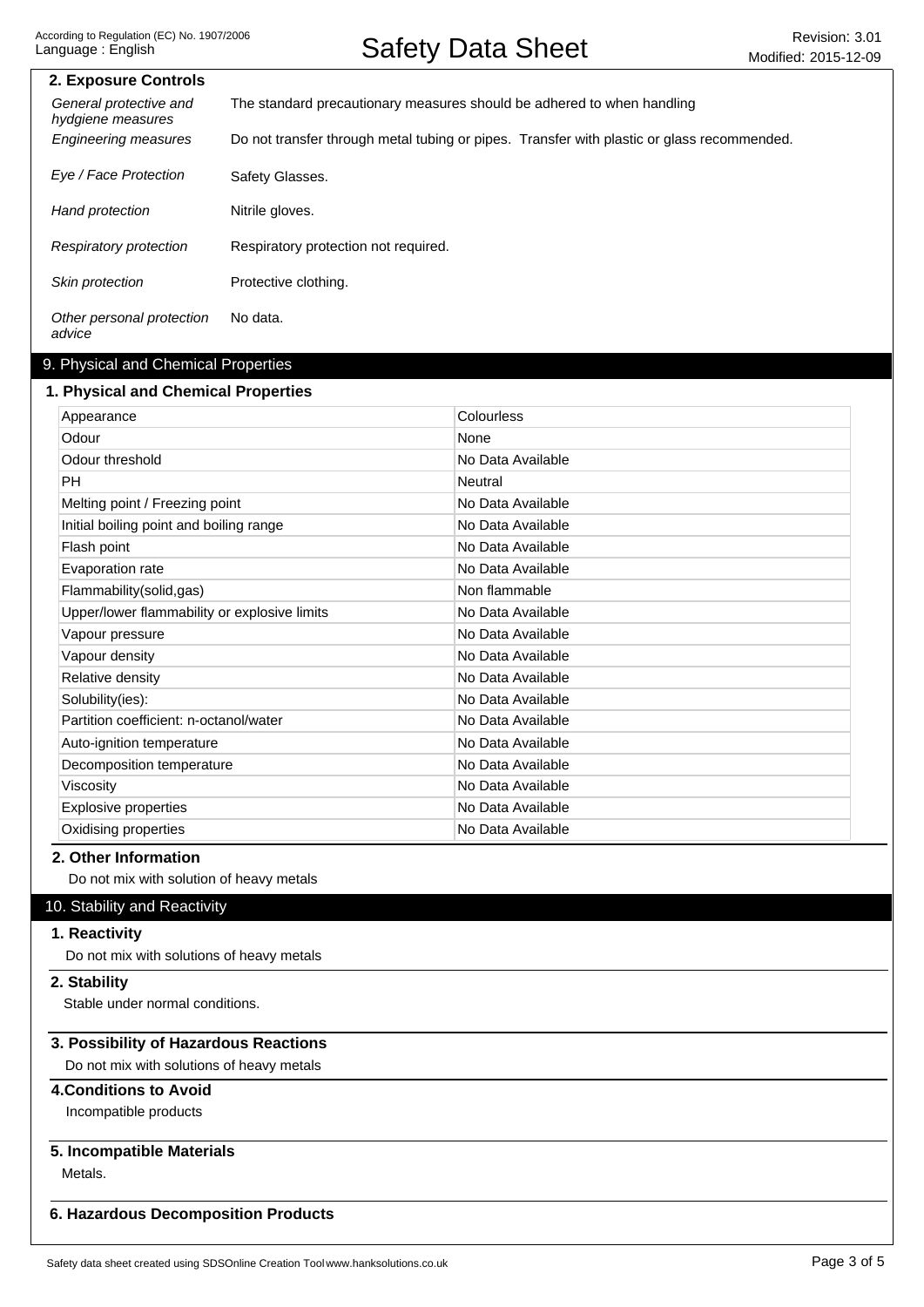### 2. Exposure Controls

| | |
|---|---|
| *General protective and hydgiene measures* | The standard precautionary measures should be adhered to when handling |
| *Engineering measures* | Do not transfer through metal tubing or pipes. Transfer with plastic or glass recommended. |
| *Eye / Face Protection* | Safety Glasses. |
| *Hand protection* | Nitrile gloves. |
| *Respiratory protection* | Respiratory protection not required. |
| *Skin protection* | Protective clothing. |
| *Other personal protection advice* | No data. |

## 9. Physical and Chemical Properties

### 1. Physical and Chemical Properties

| | |
|---|---|
| Appearance | Colourless |
| Odour | None |
| Odour threshold | No Data Available |
| PH | Neutral |
| Melting point / Freezing point | No Data Available |
| Initial boiling point and boiling range | No Data Available |
| Flash point | No Data Available |
| Evaporation rate | No Data Available |
| Flammability(solid,gas) | Non flammable |
| Upper/lower flammability or explosive limits | No Data Available |
| Vapour pressure | No Data Available |
| Vapour density | No Data Available |
| Relative density | No Data Available |
| Solubility(ies): | No Data Available |
| Partition coefficient: n-octanol/water | No Data Available |
| Auto-ignition temperature | No Data Available |
| Decomposition temperature | No Data Available |
| Viscosity | No Data Available |
| Explosive properties | No Data Available |
| Oxidising properties | No Data Available |

### 2. Other Information

Do not mix with solution of heavy metals

## 10. Stability and Reactivity

### 1. Reactivity

Do not mix with solutions of heavy metals

### 2. Stability

Stable under normal conditions.

### 3. Possibility of Hazardous Reactions

Do not mix with solutions of heavy metals

### 4.Conditions to Avoid

Incompatible products

### 5. Incompatible Materials

Metals.

### 6. Hazardous Decomposition Products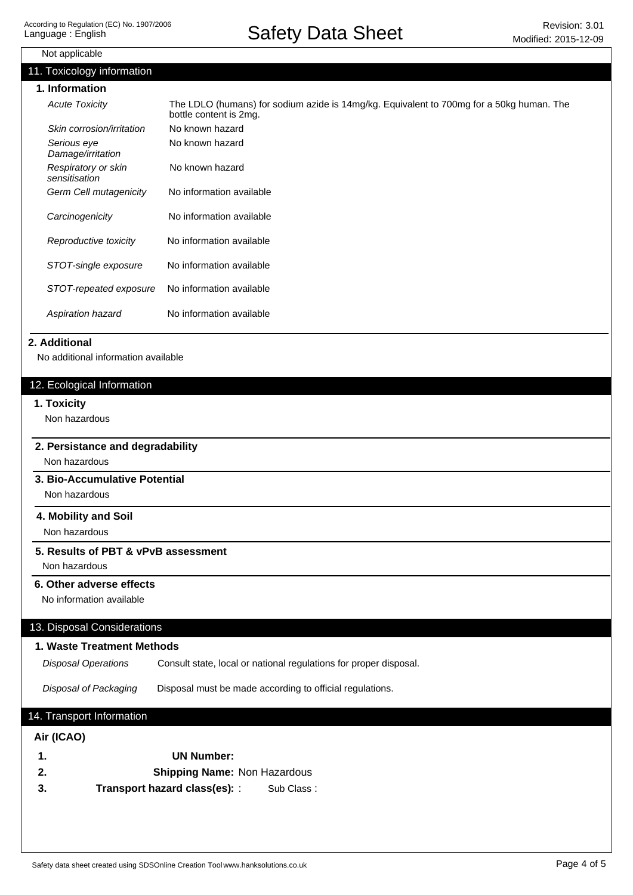Not applicable

## 11. Toxicology information

### 1. Information

| | |
|---|---|
| *Acute Toxicity* | The LDLO (humans) for sodium azide is 14mg/kg. Equivalent to 700mg for a 50kg human. The bottle content is 2mg. |
| *Skin corrosion/irritation* | No known hazard |
| *Serious eye Damage/irritation* | No known hazard |
| *Respiratory or skin sensitisation* | No known hazard |
| *Germ Cell mutagenicity* | No information available |
| *Carcinogenicity* | No information available |
| *Reproductive toxicity* | No information available |
| *STOT-single exposure* | No information available |
| *STOT-repeated exposure* | No information available |
| *Aspiration hazard* | No information available |

### 2. Additional

No additional information available

## 12. Ecological Information

### 1. Toxicity

Non hazardous

### 2. Persistance and degradability

Non hazardous

### 3. Bio-Accumulative Potential

Non hazardous

### 4. Mobility and Soil

Non hazardous

### 5. Results of PBT & vPvB assessment

Non hazardous

### 6. Other adverse effects

No information available

## 13. Disposal Considerations

### 1. Waste Treatment Methods

| | |
|---|---|
| *Disposal Operations* | Consult state, local or national regulations for proper disposal. |
| *Disposal of Packaging* | Disposal must be made according to official regulations. |

## 14. Transport Information

**Air (ICAO)**

1. **UN Number:**
2. **Shipping Name:** Non Hazardous
3. **Transport hazard class(es):** : Sub Class :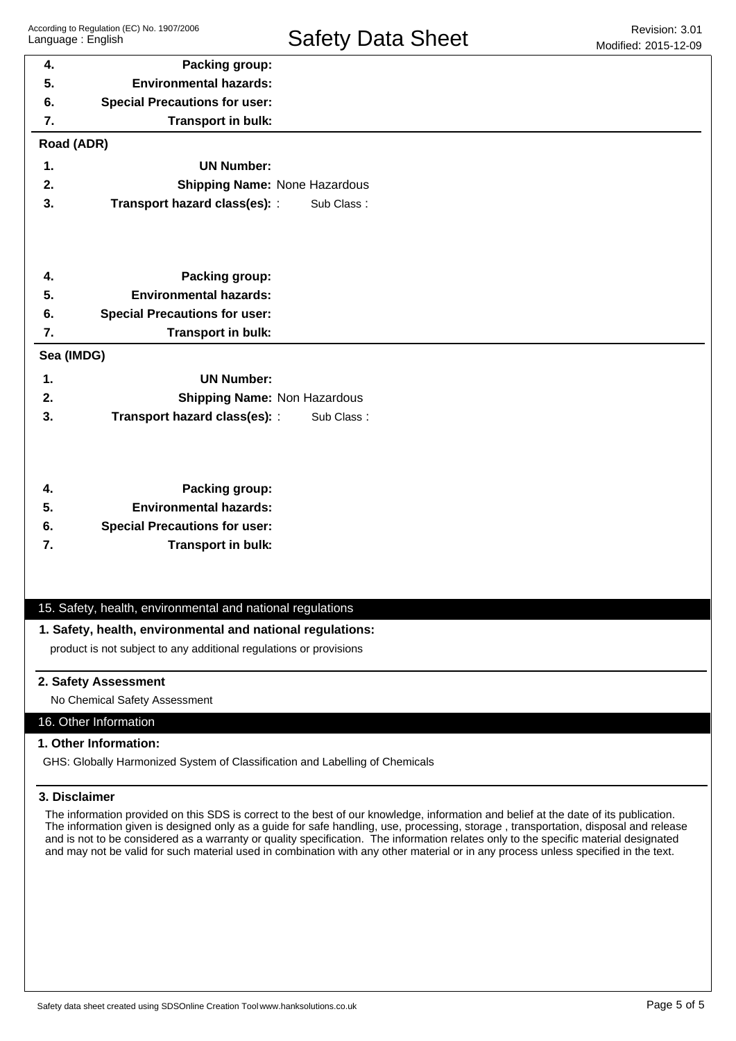4. **Packing group:**
5. **Environmental hazards:**
6. **Special Precautions for user:**
7. **Transport in bulk:**

**Road (ADR)**

1. **UN Number:**
2. **Shipping Name:** None Hazardous
3. **Transport hazard class(es):** : Sub Class :

4. **Packing group:**
5. **Environmental hazards:**
6. **Special Precautions for user:**
7. **Transport in bulk:**

**Sea (IMDG)**

1. **UN Number:**
2. **Shipping Name:** Non Hazardous
3. **Transport hazard class(es):** : Sub Class :

4. **Packing group:**
5. **Environmental hazards:**
6. **Special Precautions for user:**
7. **Transport in bulk:**

## 15. Safety, health, environmental and national regulations

### 1. Safety, health, environmental and national regulations:

product is not subject to any additional regulations or provisions

### 2. Safety Assessment

No Chemical Safety Assessment

## 16. Other Information

### 1. Other Information:

GHS: Globally Harmonized System of Classification and Labelling of Chemicals

### 3. Disclaimer

The information provided on this SDS is correct to the best of our knowledge, information and belief at the date of its publication. The information given is designed only as a guide for safe handling, use, processing, storage , transportation, disposal and release and is not to be considered as a warranty or quality specification. The information relates only to the specific material designated and may not be valid for such material used in combination with any other material or in any process unless specified in the text.